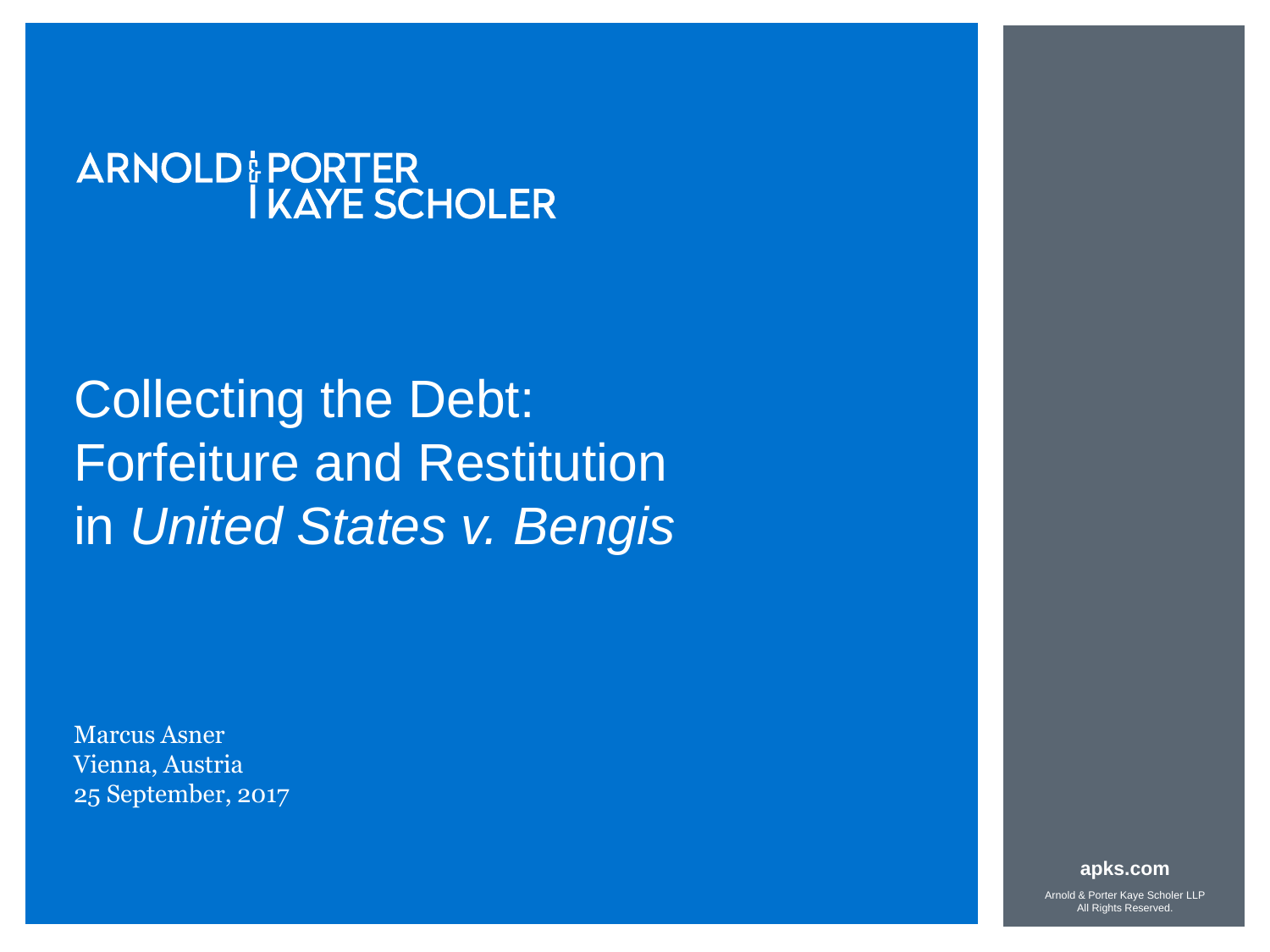ARNOLD & PORTER KAYE SCHOLER

# Collecting the Debt: Forfeiture and Restitution in *United States v. Bengis*

Marcus Asner
Vienna, Austria
25 September, 2017

**apks.com**

Arnold & Porter Kaye Scholer LLP
All Rights Reserved.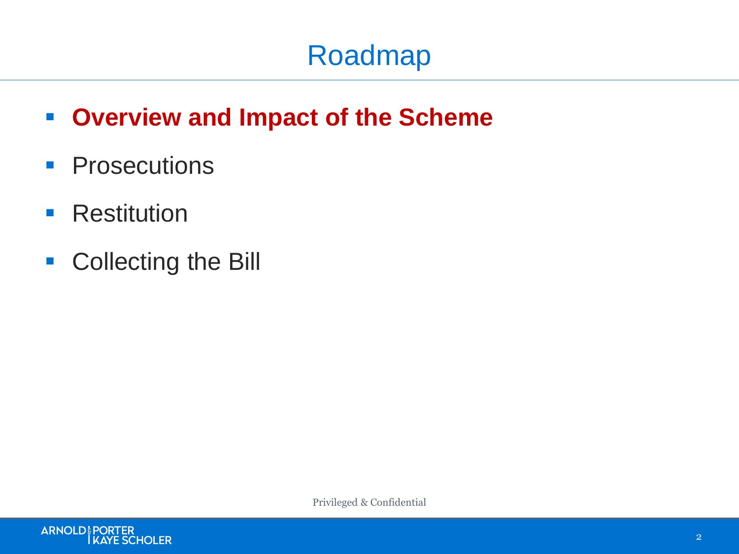# Roadmap

- **Overview and Impact of the Scheme**
- Prosecutions
- Restitution
- Collecting the Bill

Privileged & Confidential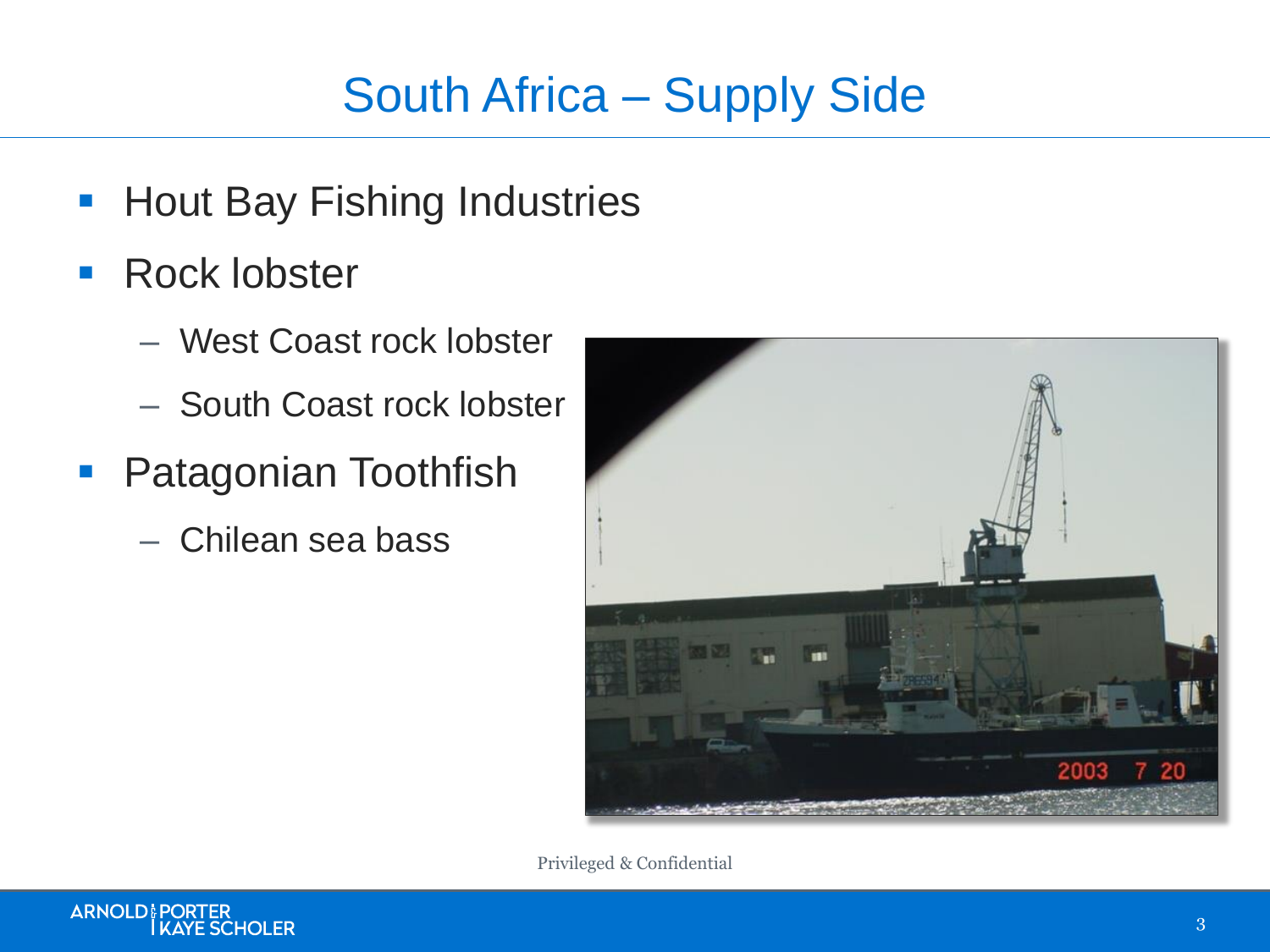# South Africa – Supply Side

- Hout Bay Fishing Industries
- Rock lobster
  - West Coast rock lobster
  - South Coast rock lobster
- Patagonian Toothfish
  - Chilean sea bass

Privileged & Confidential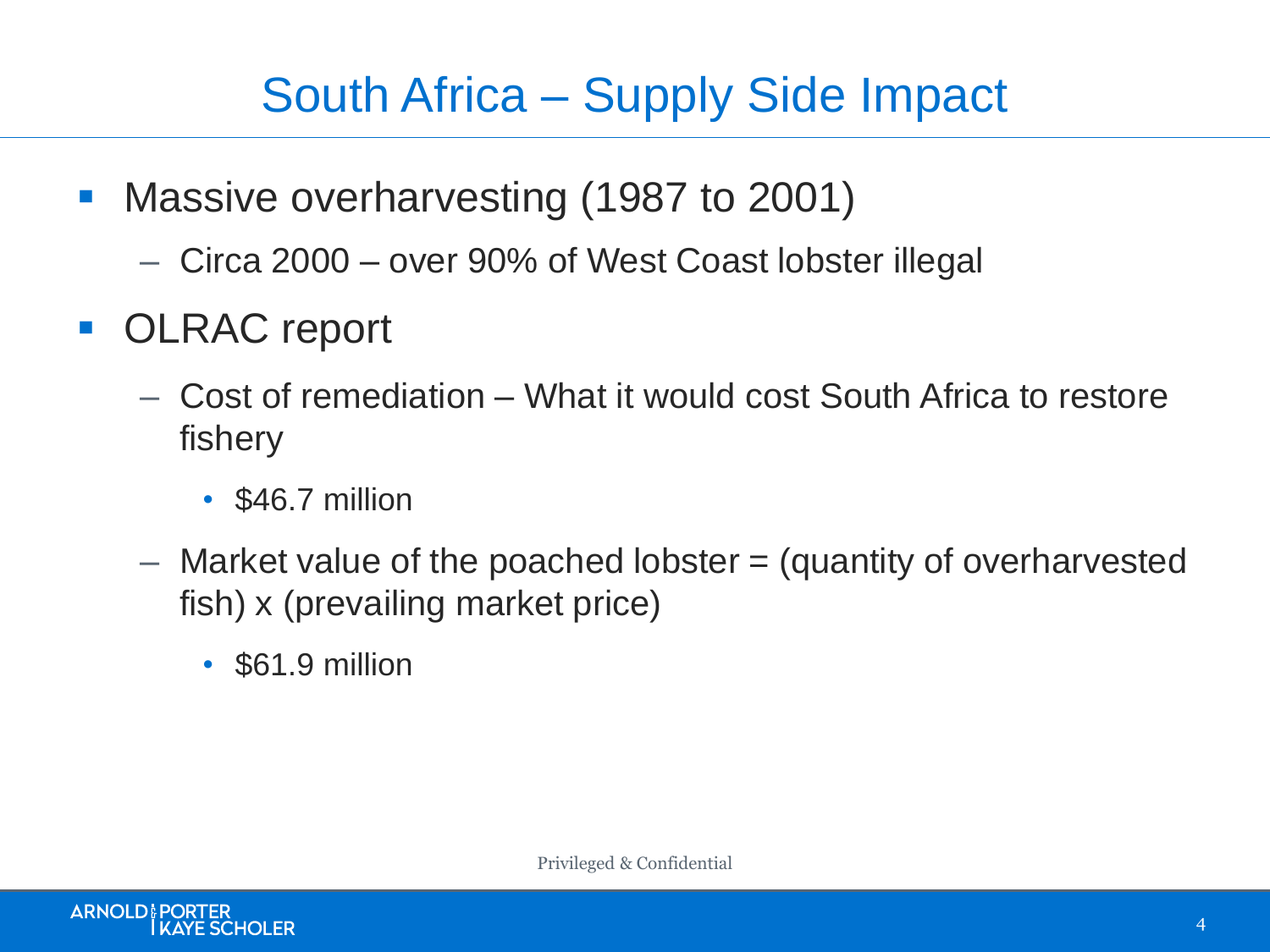# South Africa – Supply Side Impact

- Massive overharvesting (1987 to 2001)
  - Circa 2000 – over 90% of West Coast lobster illegal
- OLRAC report
  - Cost of remediation – What it would cost South Africa to restore fishery
    - $46.7 million
  - Market value of the poached lobster = (quantity of overharvested fish) x (prevailing market price)
    - $61.9 million

Privileged & Confidential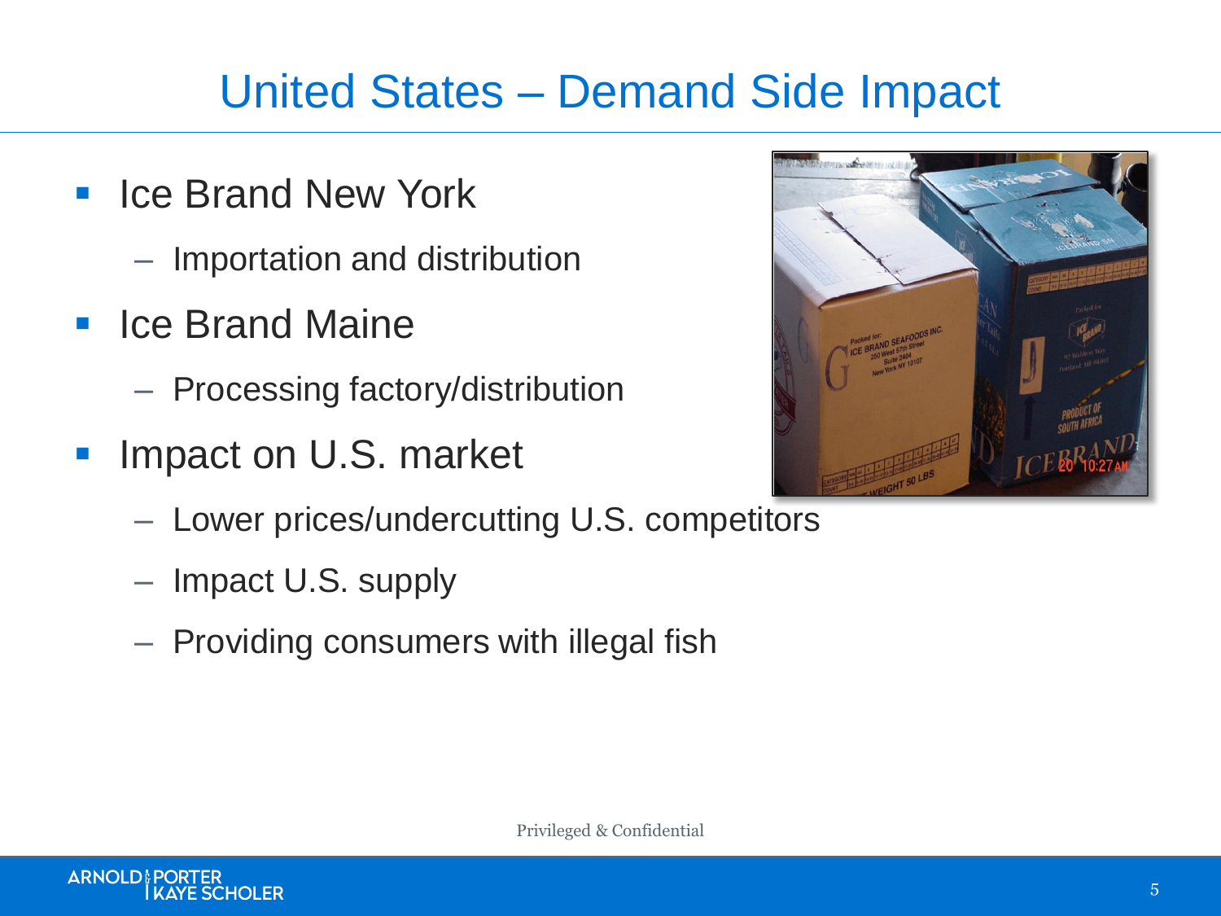# United States – Demand Side Impact

- Ice Brand New York
  - Importation and distribution
- Ice Brand Maine
  - Processing factory/distribution
- Impact on U.S. market
  - Lower prices/undercutting U.S. competitors
  - Impact U.S. supply
  - Providing consumers with illegal fish

Privileged & Confidential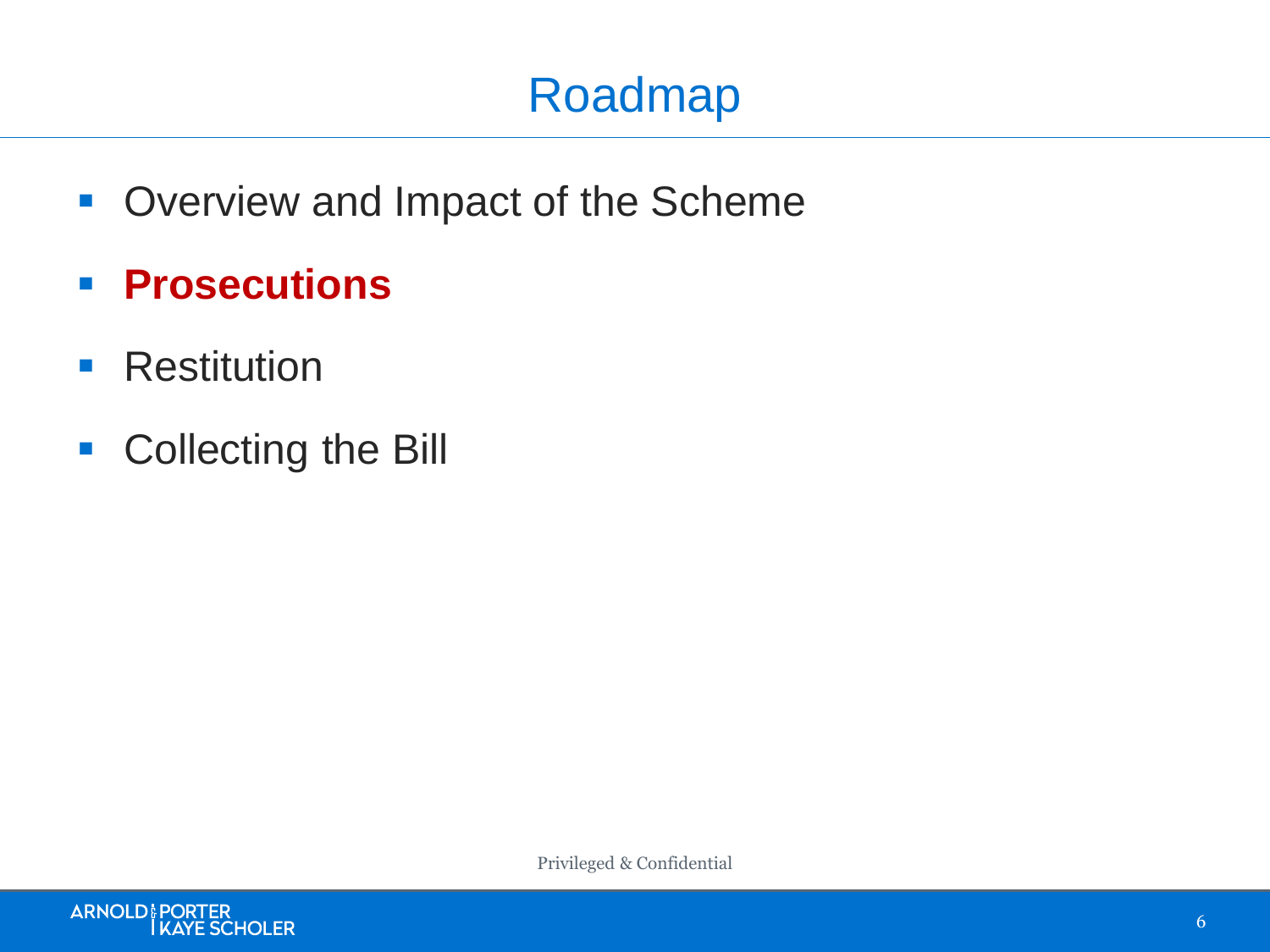# Roadmap

- Overview and Impact of the Scheme
- **Prosecutions**
- Restitution
- Collecting the Bill

Privileged & Confidential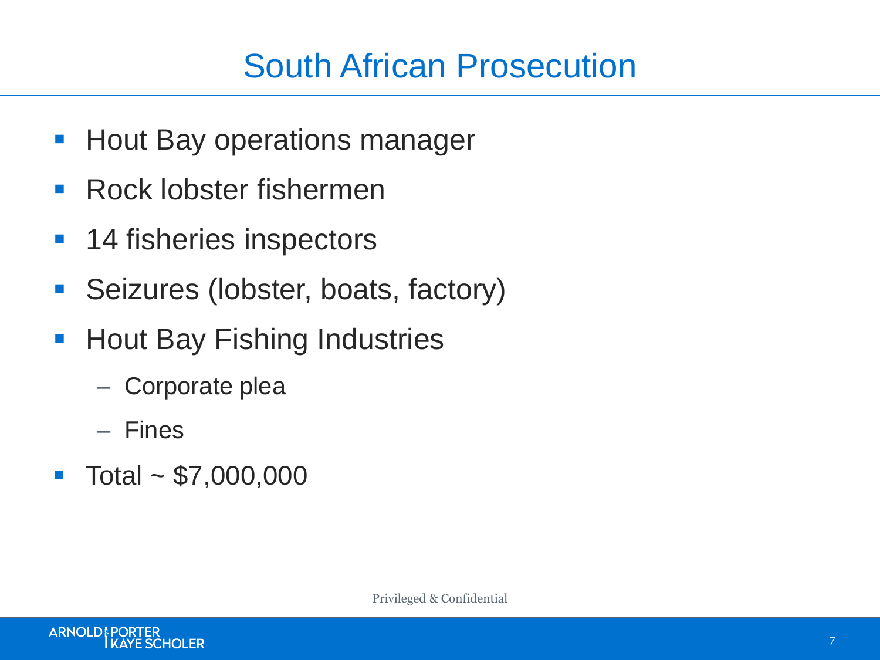# South African Prosecution

- Hout Bay operations manager
- Rock lobster fishermen
- 14 fisheries inspectors
- Seizures (lobster, boats, factory)
- Hout Bay Fishing Industries
  - Corporate plea
  - Fines
- Total ~ $7,000,000

Privileged & Confidential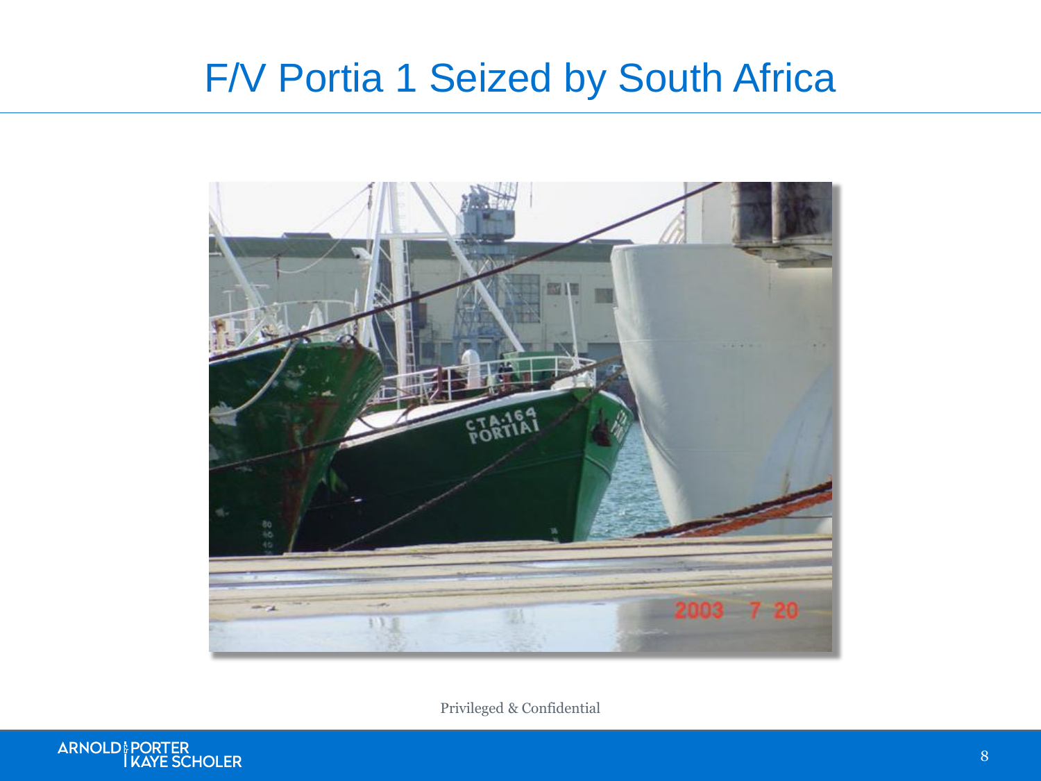# F/V Portia 1 Seized by South Africa

Privileged & Confidential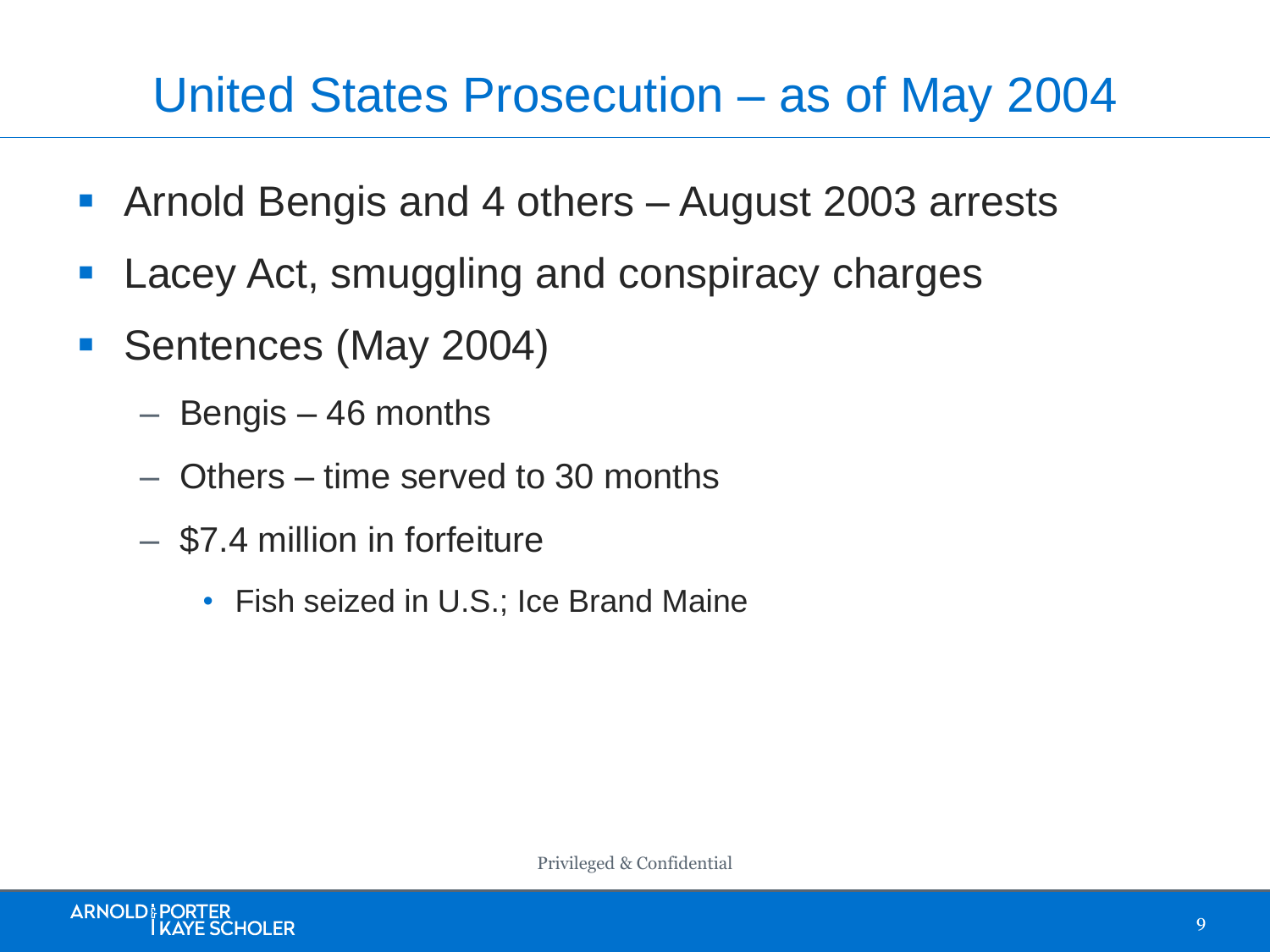# United States Prosecution – as of May 2004

- Arnold Bengis and 4 others – August 2003 arrests
- Lacey Act, smuggling and conspiracy charges
- Sentences (May 2004)
  - Bengis – 46 months
  - Others – time served to 30 months
  - $7.4 million in forfeiture
    - Fish seized in U.S.; Ice Brand Maine

Privileged & Confidential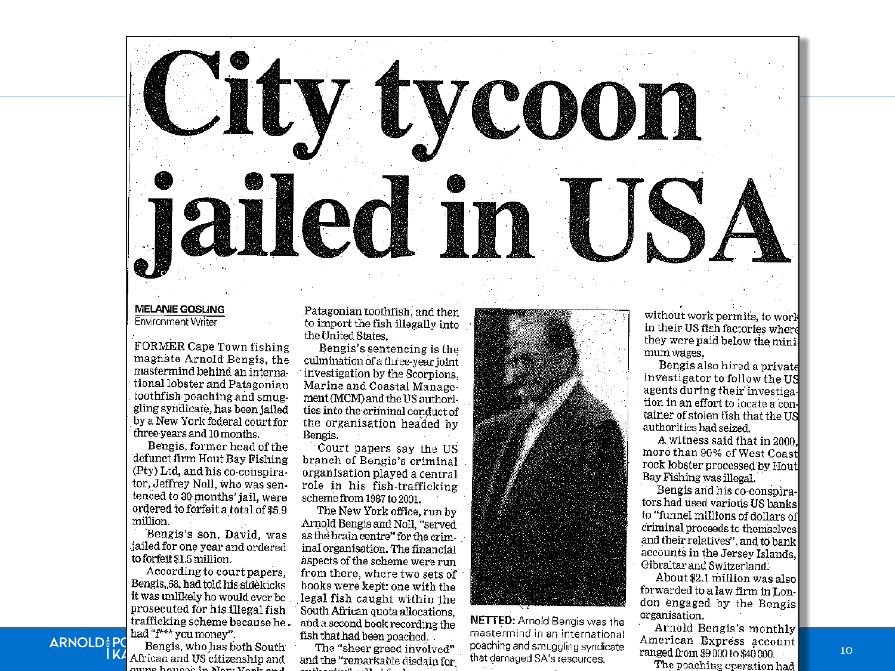# City tycoon jailed in USA

**MELANIE GOSLING**
Environment Writer

FORMER Cape Town fishing magnate Arnold Bengis, the mastermind behind an international lobster and Patagonian toothfish poaching and smuggling syndicate, has been jailed by a New York federal court for three years and 10 months.

Bengis, former head of the defunct firm Hout Bay Fishing (Pty) Ltd, and his co-conspirator, Jeffrey Noll, who was sentenced to 30 months' jail, were ordered to forfeit a total of $5.9 million.

Bengis's son, David, was jailed for one year and ordered to forfeit $1.5 million.

According to court papers, Bengis, 68, had told his sidekicks it was unlikely he would ever be prosecuted for his illegal fish trafficking scheme because he had "f*** you money".

Bengis, who has both South African and US citizenship and owns houses in New York and

Patagonian toothfish, and then to import the fish illegally into the United States.

Bengis's sentencing is the culmination of a three-year joint investigation by the Scorpions, Marine and Coastal Management (MCM) and the US authorities into the criminal conduct of the organisation headed by Bengis.

Court papers say the US branch of Bengis's criminal organisation played a central role in his fish-trafficking scheme from 1987 to 2001.

The New York office, run by Arnold Bengis and Noll, "served as the brain centre" for the criminal organisation. The financial aspects of the scheme were run from there, where two sets of books were kept: one with the legal fish caught within the South African quota allocations, and a second book recording the fish that had been poached.

The "sheer greed involved" and the "remarkable disdain for

**NETTED:** Arnold Bengis was the mastermind in an international poaching and smuggling syndicate that damaged SA's resources.

without work permits, to work in their US fish factories where they were paid below the minimum wages.

Bengis also hired a private investigator to follow the US agents during their investigation in an effort to locate a container of stolen fish that the US authorities had seized.

A witness said that in 2000, more than 90% of West Coast rock lobster processed by Hout Bay Fishing was illegal.

Bengis and his co-conspirators had used various US banks to "funnel millions of dollars of criminal proceeds to themselves and their relatives", and to bank accounts in the Jersey Islands, Gibraltar and Switzerland.

About $2.1 million was also forwarded to a law firm in London engaged by the Bengis organisation.

Arnold Bengis's monthly American Express account ranged from $9 000 to $40 000.

The poaching operation had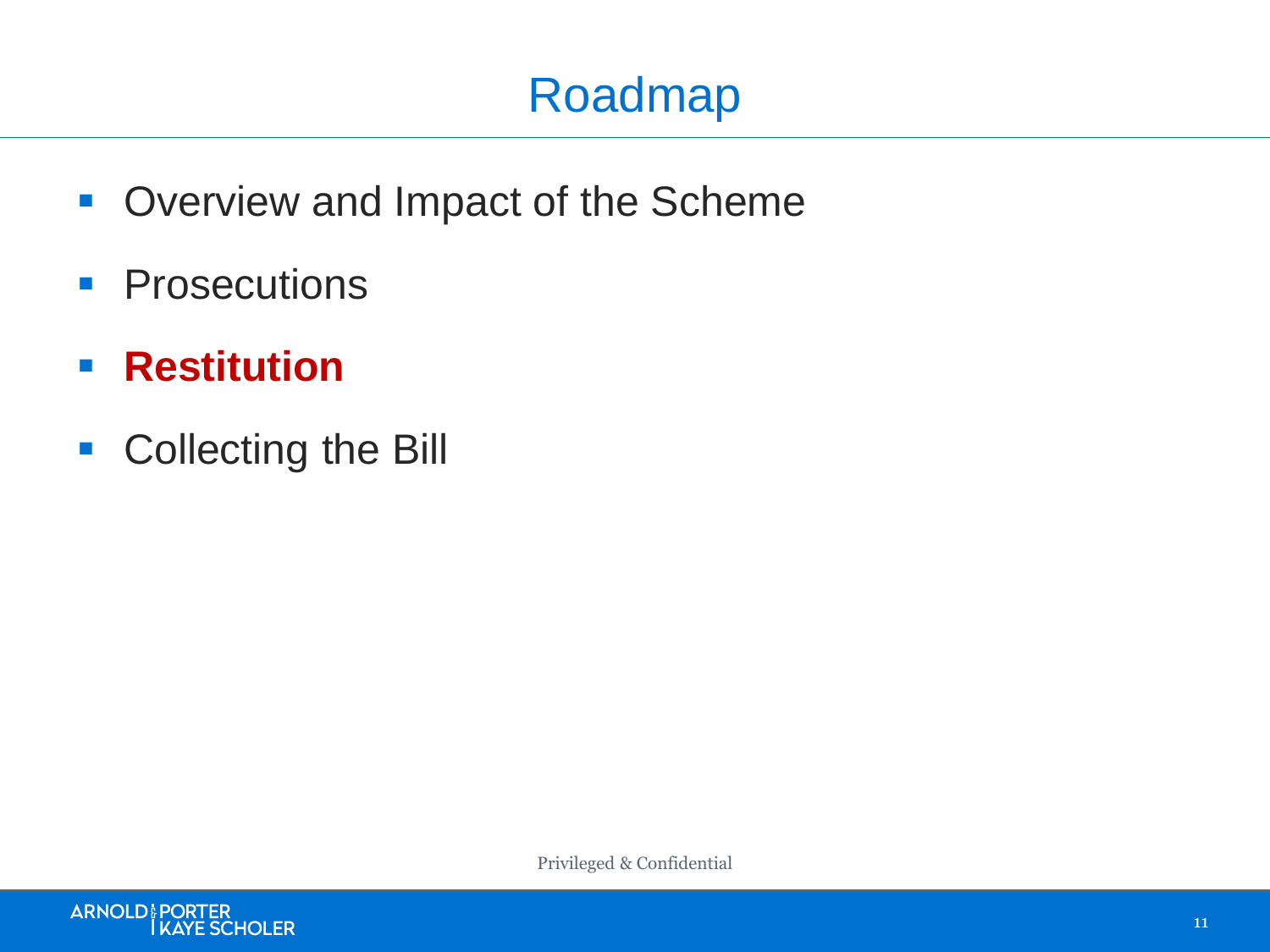# Roadmap

- Overview and Impact of the Scheme
- Prosecutions
- **Restitution**
- Collecting the Bill

Privileged & Confidential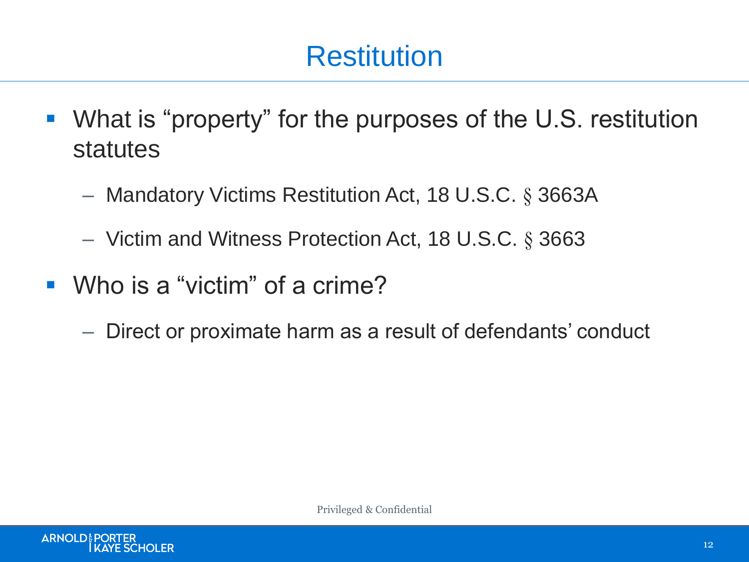# Restitution

- What is "property" for the purposes of the U.S. restitution statutes
  - Mandatory Victims Restitution Act, 18 U.S.C. § 3663A
  - Victim and Witness Protection Act, 18 U.S.C. § 3663
- Who is a "victim" of a crime?
  - Direct or proximate harm as a result of defendants' conduct

Privileged & Confidential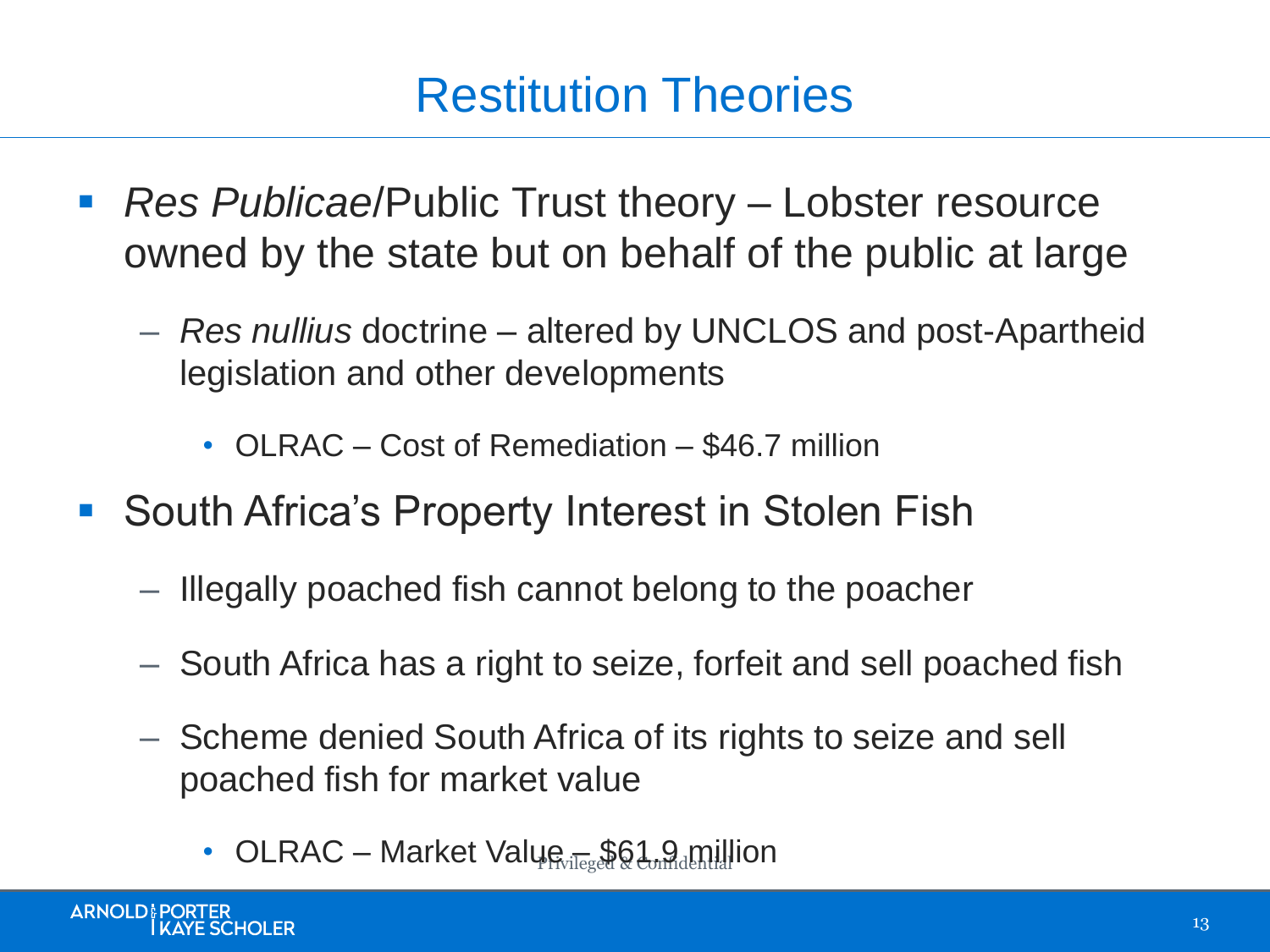# Restitution Theories

- *Res Publicae*/Public Trust theory – Lobster resource owned by the state but on behalf of the public at large
  - *Res nullius* doctrine – altered by UNCLOS and post-Apartheid legislation and other developments
    - OLRAC – Cost of Remediation – $46.7 million
- South Africa's Property Interest in Stolen Fish
  - Illegally poached fish cannot belong to the poacher
  - South Africa has a right to seize, forfeit and sell poached fish
  - Scheme denied South Africa of its rights to seize and sell poached fish for market value
    - OLRAC – Market Value – $61.9 million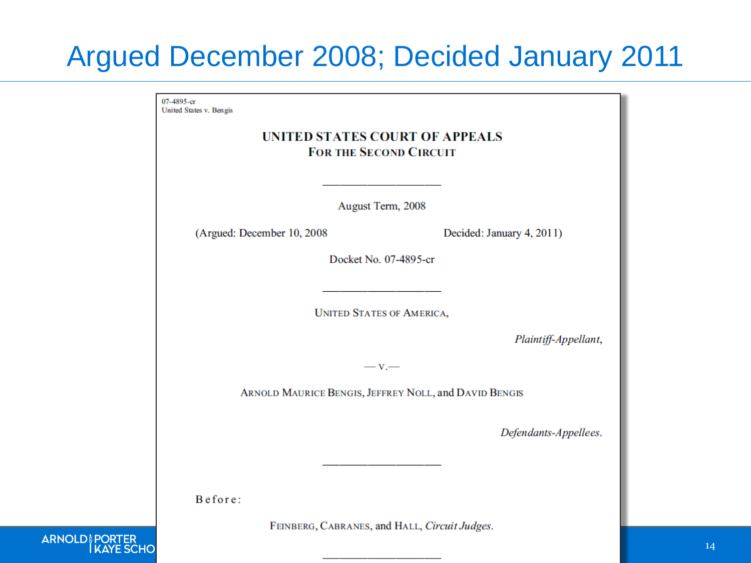# Argued December 2008; Decided January 2011

07-4895-cr
United States v. Bengis

**UNITED STATES COURT OF APPEALS**
**FOR THE SECOND CIRCUIT**

---

August Term, 2008

(Argued: December 10, 2008 Decided: January 4, 2011)

Docket No. 07-4895-cr

---

UNITED STATES OF AMERICA,

*Plaintiff-Appellant,*

— v.—

ARNOLD MAURICE BENGIS, JEFFREY NOLL, and DAVID BENGIS

*Defendants-Appellees.*

---

Before:

FEINBERG, CABRANES, and HALL, *Circuit Judges.*

---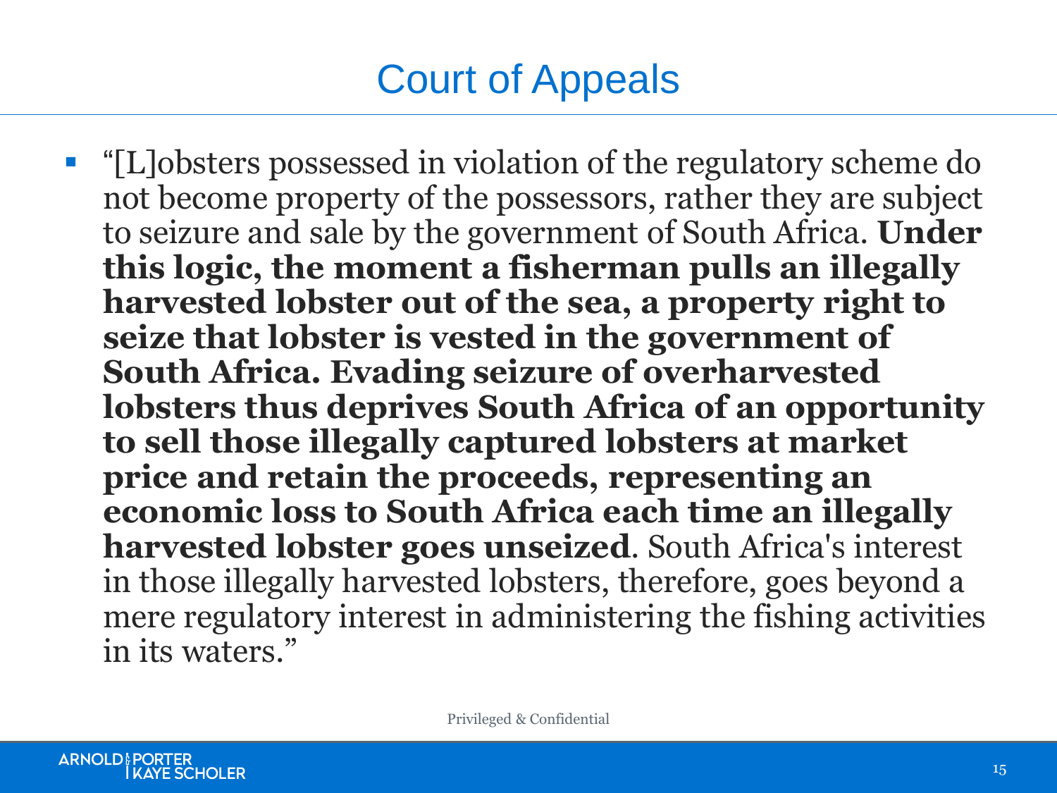# Court of Appeals

- "[L]obsters possessed in violation of the regulatory scheme do not become property of the possessors, rather they are subject to seizure and sale by the government of South Africa. **Under this logic, the moment a fisherman pulls an illegally harvested lobster out of the sea, a property right to seize that lobster is vested in the government of South Africa. Evading seizure of overharvested lobsters thus deprives South Africa of an opportunity to sell those illegally captured lobsters at market price and retain the proceeds, representing an economic loss to South Africa each time an illegally harvested lobster goes unseized**. South Africa's interest in those illegally harvested lobsters, therefore, goes beyond a mere regulatory interest in administering the fishing activities in its waters."

Privileged & Confidential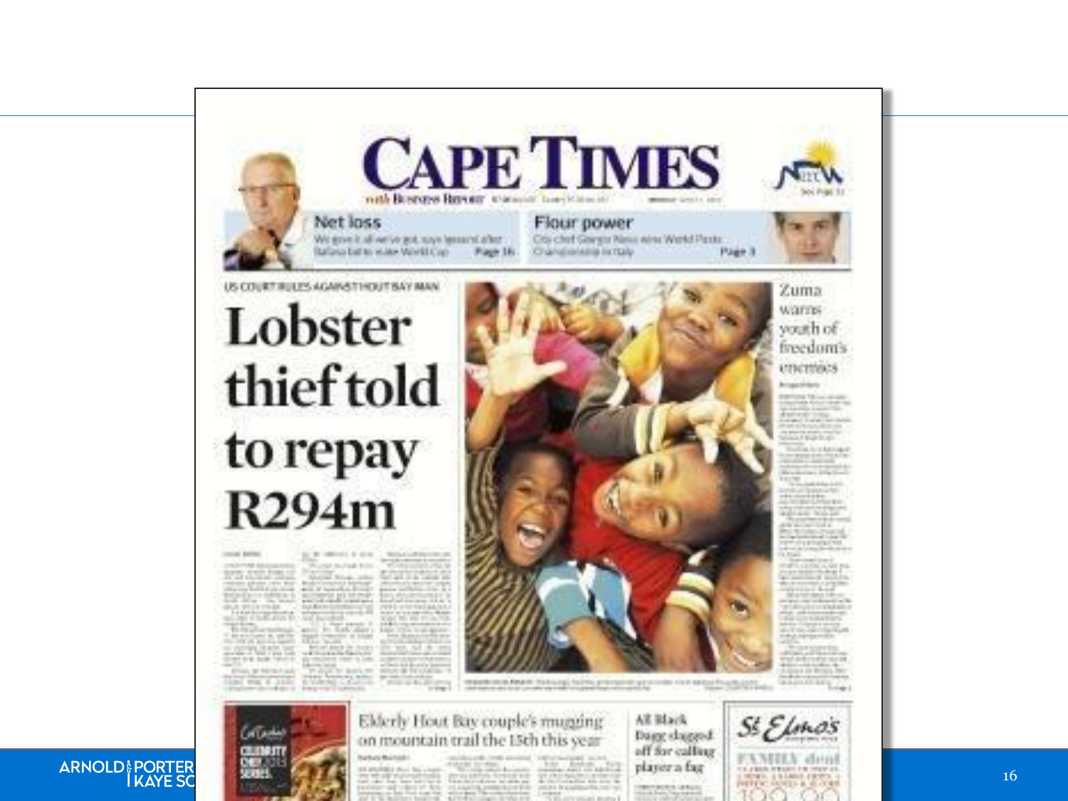# CAPE TIMES

**Net loss**

We gave it all we've got, says Ipswich after Italians fail to make World Cup — Page 16

**Flour power**

City chef Giorgio Nava wins World Pasta Championship in Italy — Page 3

US COURT RULES AGAINST HOUT BAY MAN

# Lobster thief told to repay R294m

Zuma warns youth of freedom's enemies

Elderly Hout Bay couple's mugging on mountain trail the 15th this year

All Black Dagg dragged off for calling player a fag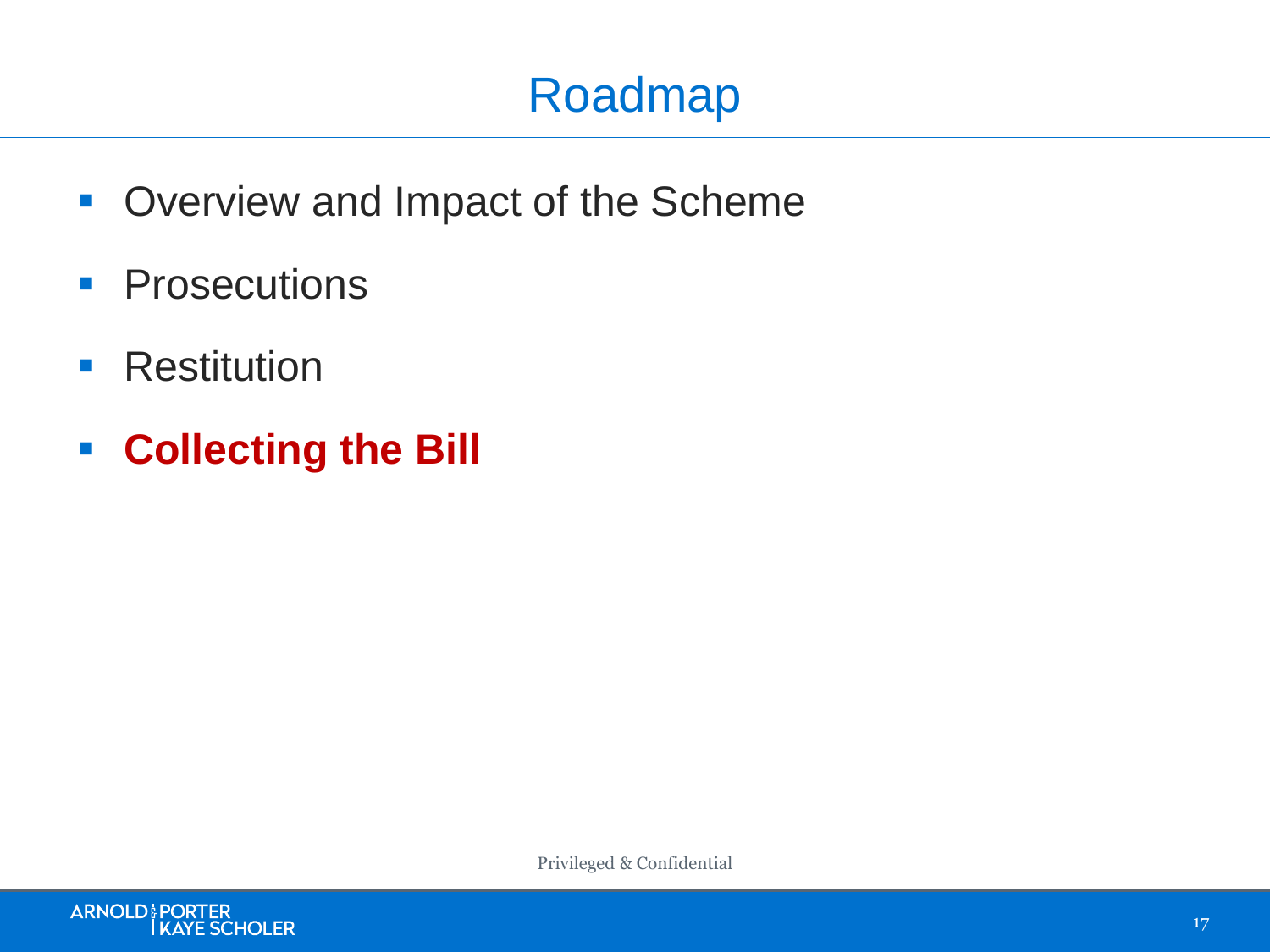# Roadmap

- Overview and Impact of the Scheme
- Prosecutions
- Restitution
- **Collecting the Bill**

Privileged & Confidential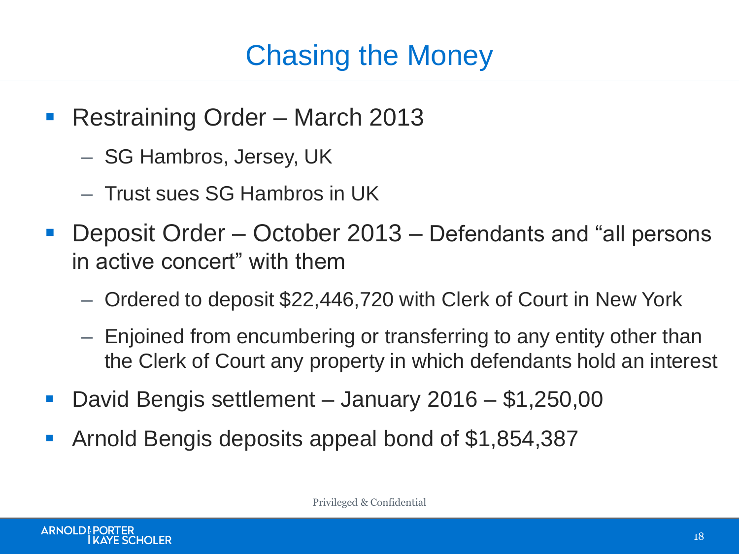# Chasing the Money

- Restraining Order – March 2013
  - SG Hambros, Jersey, UK
  - Trust sues SG Hambros in UK
- Deposit Order – October 2013 – Defendants and "all persons in active concert" with them
  - Ordered to deposit $22,446,720 with Clerk of Court in New York
  - Enjoined from encumbering or transferring to any entity other than the Clerk of Court any property in which defendants hold an interest
- David Bengis settlement – January 2016 – $1,250,00
- Arnold Bengis deposits appeal bond of $1,854,387

Privileged & Confidential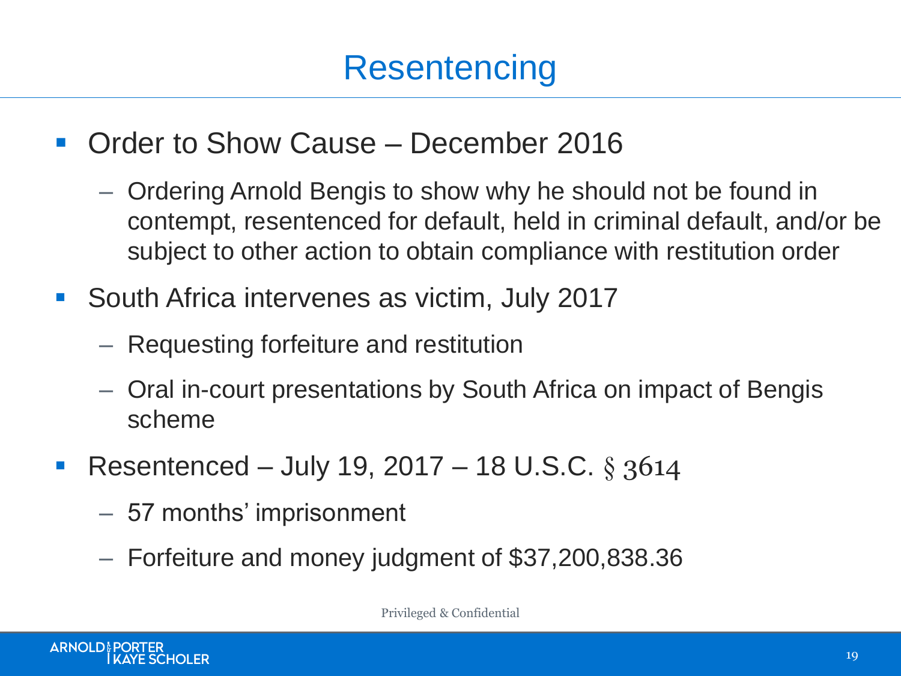# Resentencing

- Order to Show Cause – December 2016
  - Ordering Arnold Bengis to show why he should not be found in contempt, resentenced for default, held in criminal default, and/or be subject to other action to obtain compliance with restitution order
- South Africa intervenes as victim, July 2017
  - Requesting forfeiture and restitution
  - Oral in-court presentations by South Africa on impact of Bengis scheme
- Resentenced – July 19, 2017 – 18 U.S.C. § 3614
  - 57 months' imprisonment
  - Forfeiture and money judgment of $37,200,838.36

Privileged & Confidential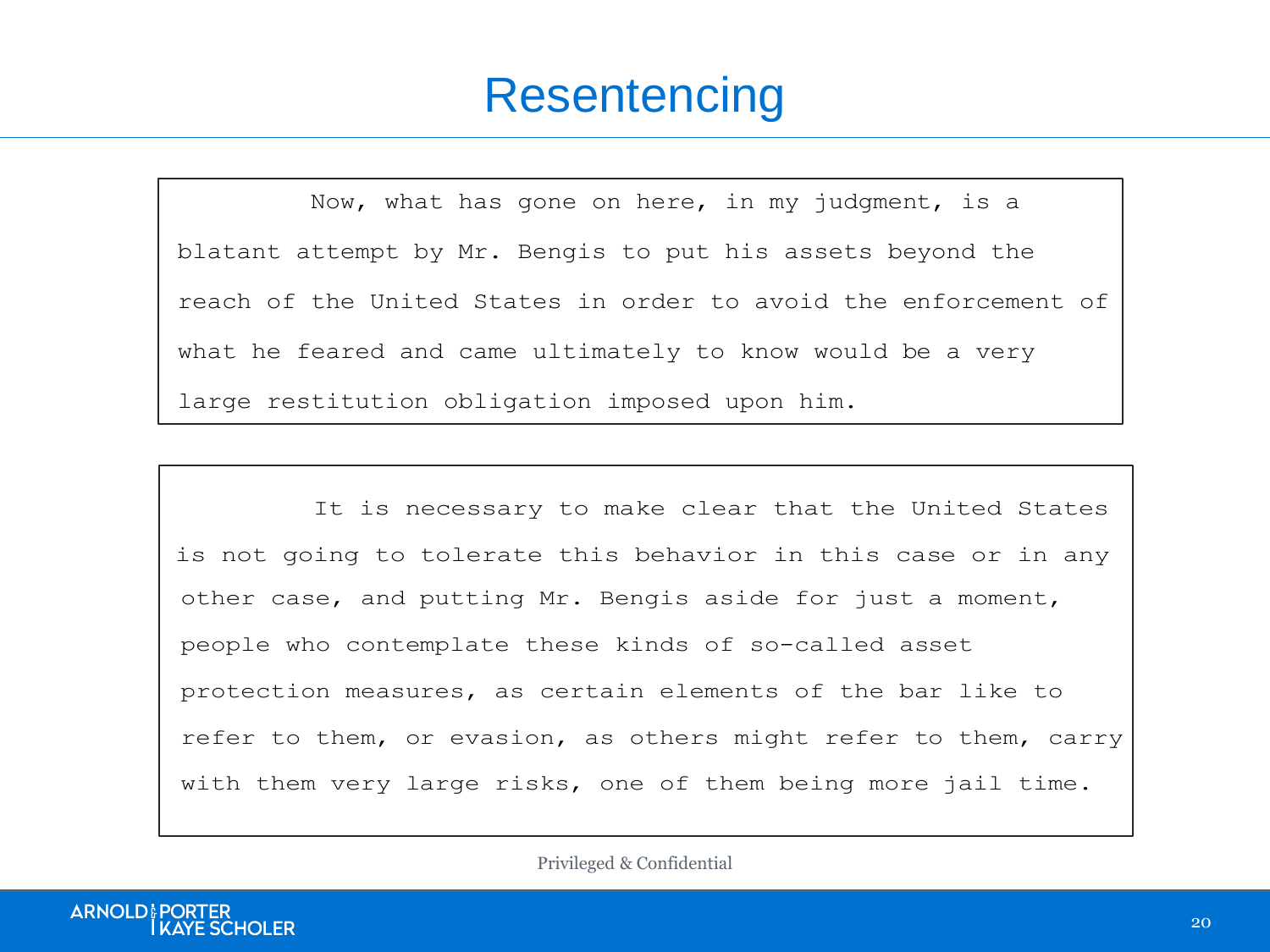# Resentencing

> Now, what has gone on here, in my judgment, is a blatant attempt by Mr. Bengis to put his assets beyond the reach of the United States in order to avoid the enforcement of what he feared and came ultimately to know would be a very large restitution obligation imposed upon him.

> It is necessary to make clear that the United States is not going to tolerate this behavior in this case or in any other case, and putting Mr. Bengis aside for just a moment, people who contemplate these kinds of so-called asset protection measures, as certain elements of the bar like to refer to them, or evasion, as others might refer to them, carry with them very large risks, one of them being more jail time.

Privileged & Confidential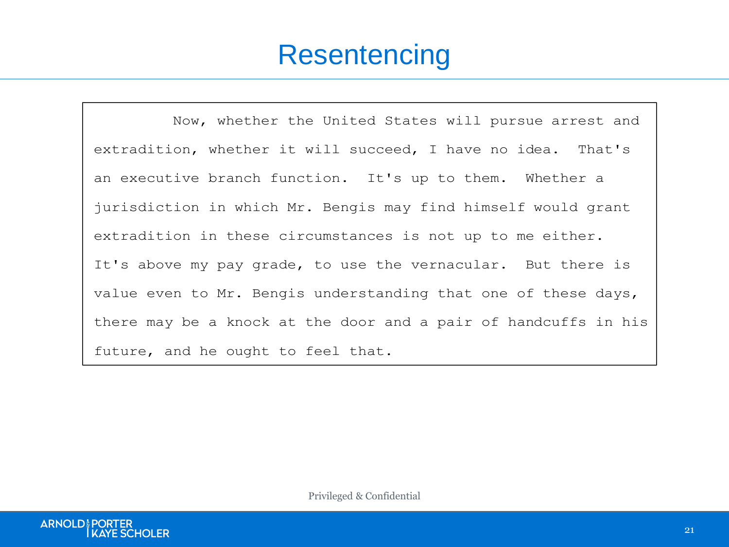# Resentencing

> Now, whether the United States will pursue arrest and extradition, whether it will succeed, I have no idea. That's an executive branch function. It's up to them. Whether a jurisdiction in which Mr. Bengis may find himself would grant extradition in these circumstances is not up to me either. It's above my pay grade, to use the vernacular. But there is value even to Mr. Bengis understanding that one of these days, there may be a knock at the door and a pair of handcuffs in his future, and he ought to feel that.

Privileged & Confidential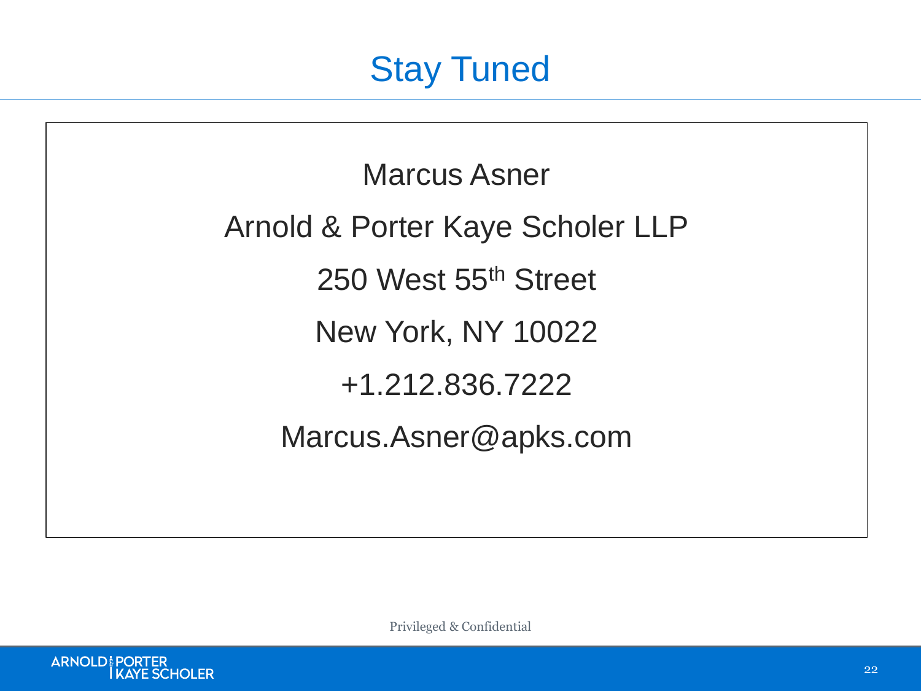# Stay Tuned

Marcus Asner

Arnold & Porter Kaye Scholer LLP

250 West 55th Street

New York, NY 10022

+1.212.836.7222

Marcus.Asner@apks.com

Privileged & Confidential